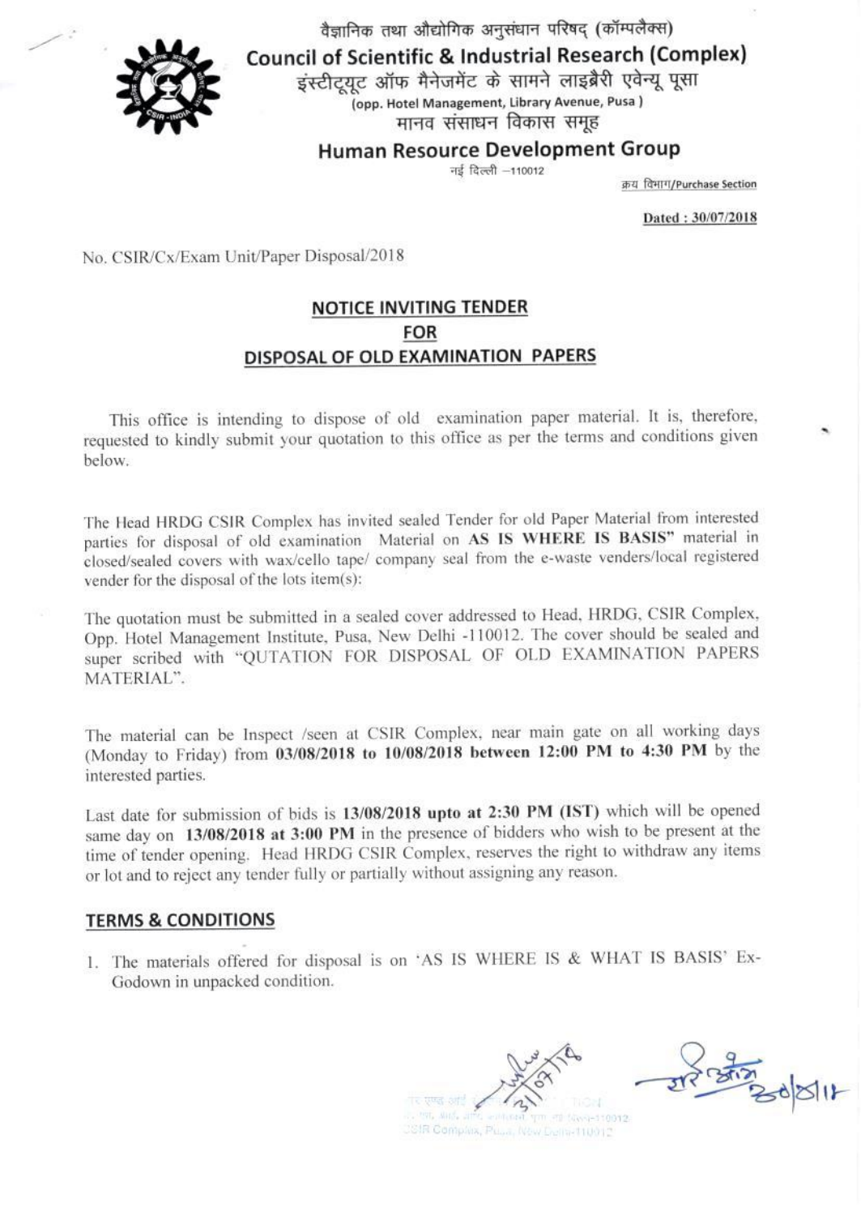वैज्ञानिक तथा औद्योगिक अनुसंधान परिषद् (कॉम्पलैक्स)

**Council of Scientific & Industrial Research (Complex)**

इंस्टीट्यूट ऑफ मैनेजमेंट के सामने लाइब्रैरी एवेन्यू पूसा

(opp. Hotel Management, Library Avenue, Pusa )

मानव संसाधन विकास समूह

**Human Resource Development Group**

नई दिल्ली –110012

क्रय विभाग/Purchase Section

**Dated : 30/07/2018**

No. CSIR/Cx/Exam Unit/Paper Disposal/2018

## NOTICE INVITING TENDER FOR DISPOSAL OF OLD EXAMINATION PAPERS

This office is intending to dispose of old examination paper material. It is, therefore, requested to kindly submit your quotation to this office as per the terms and conditions given below.

The Head HRDG CSIR Complex has invited sealed Tender for old Paper Material from interested parties for disposal of old examination Material on **AS IS WHERE IS BASIS"** material in closed/sealed covers with wax/cello tape/ company seal from the e-waste venders/local registered vender for the disposal of the lots item(s):

The quotation must be submitted in a sealed cover addressed to Head, HRDG, CSIR Complex, Opp. Hotel Management Institute, Pusa, New Delhi -110012. The cover should be sealed and super scribed with "QUTATION FOR DISPOSAL OF OLD EXAMINATION PAPERS MATERIAL".

The material can be Inspect /seen at CSIR Complex, near main gate on all working days (Monday to Friday) from **03/08/2018 to 10/08/2018 between 12:00 PM to 4:30 PM** by the interested parties.

Last date for submission of bids is **13/08/2018 upto at 2:30 PM (IST)** which will be opened same day on **13/08/2018 at 3:00 PM** in the presence of bidders who wish to be present at the time of tender opening. Head HRDG CSIR Complex, reserves the right to withdraw any items or lot and to reject any tender fully or partially without assigning any reason.

### TERMS & CONDITIONS

1. The materials offered for disposal is on 'AS IS WHERE IS & WHAT IS BASIS' Ex-Godown in unpacked condition.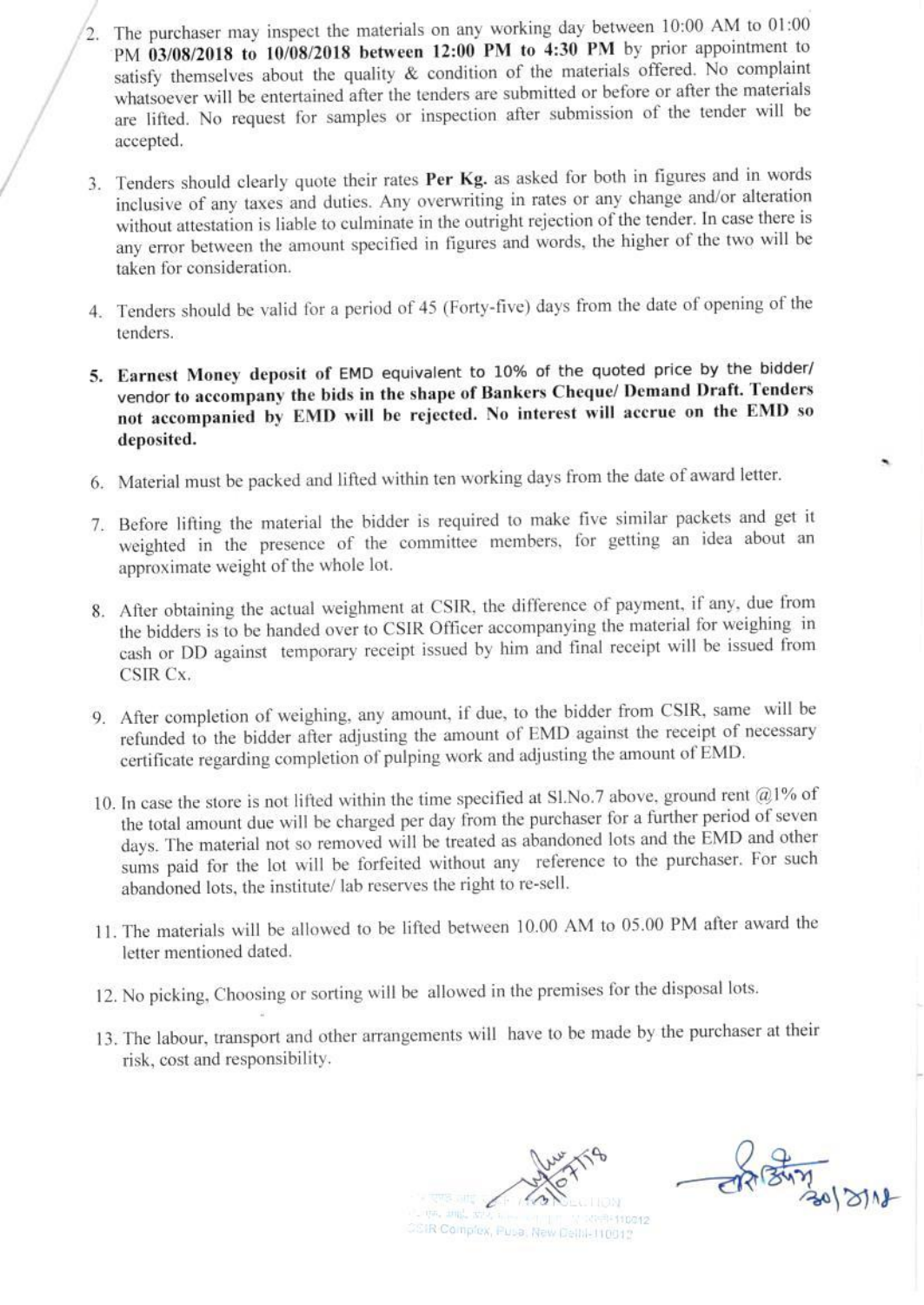2. The purchaser may inspect the materials on any working day between 10:00 AM to 01:00 PM **03/08/2018 to 10/08/2018 between 12:00 PM to 4:30 PM** by prior appointment to satisfy themselves about the quality & condition of the materials offered. No complaint whatsoever will be entertained after the tenders are submitted or before or after the materials are lifted. No request for samples or inspection after submission of the tender will be accepted.

3. Tenders should clearly quote their rates **Per Kg.** as asked for both in figures and in words inclusive of any taxes and duties. Any overwriting in rates or any change and/or alteration without attestation is liable to culminate in the outright rejection of the tender. In case there is any error between the amount specified in figures and words, the higher of the two will be taken for consideration.

4. Tenders should be valid for a period of 45 (Forty-five) days from the date of opening of the tenders.

5. **Earnest Money deposit of EMD equivalent to 10% of the quoted price by the bidder/ vendor to accompany the bids in the shape of Bankers Cheque/ Demand Draft. Tenders not accompanied by EMD will be rejected. No interest will accrue on the EMD so deposited.**

6. Material must be packed and lifted within ten working days from the date of award letter.

7. Before lifting the material the bidder is required to make five similar packets and get it weighted in the presence of the committee members, for getting an idea about an approximate weight of the whole lot.

8. After obtaining the actual weighment at CSIR, the difference of payment, if any, due from the bidders is to be handed over to CSIR Officer accompanying the material for weighing in cash or DD against temporary receipt issued by him and final receipt will be issued from CSIR Cx.

9. After completion of weighing, any amount, if due, to the bidder from CSIR, same will be refunded to the bidder after adjusting the amount of EMD against the receipt of necessary certificate regarding completion of pulping work and adjusting the amount of EMD.

10. In case the store is not lifted within the time specified at Sl.No.7 above, ground rent @1% of the total amount due will be charged per day from the purchaser for a further period of seven days. The material not so removed will be treated as abandoned lots and the EMD and other sums paid for the lot will be forfeited without any reference to the purchaser. For such abandoned lots, the institute/ lab reserves the right to re-sell.

11. The materials will be allowed to be lifted between 10.00 AM to 05.00 PM after award the letter mentioned dated.

12. No picking, Choosing or sorting will be allowed in the premises for the disposal lots.

13. The labour, transport and other arrangements will have to be made by the purchaser at their risk, cost and responsibility.

CSIR Complex, Pusa, New Delhi-110012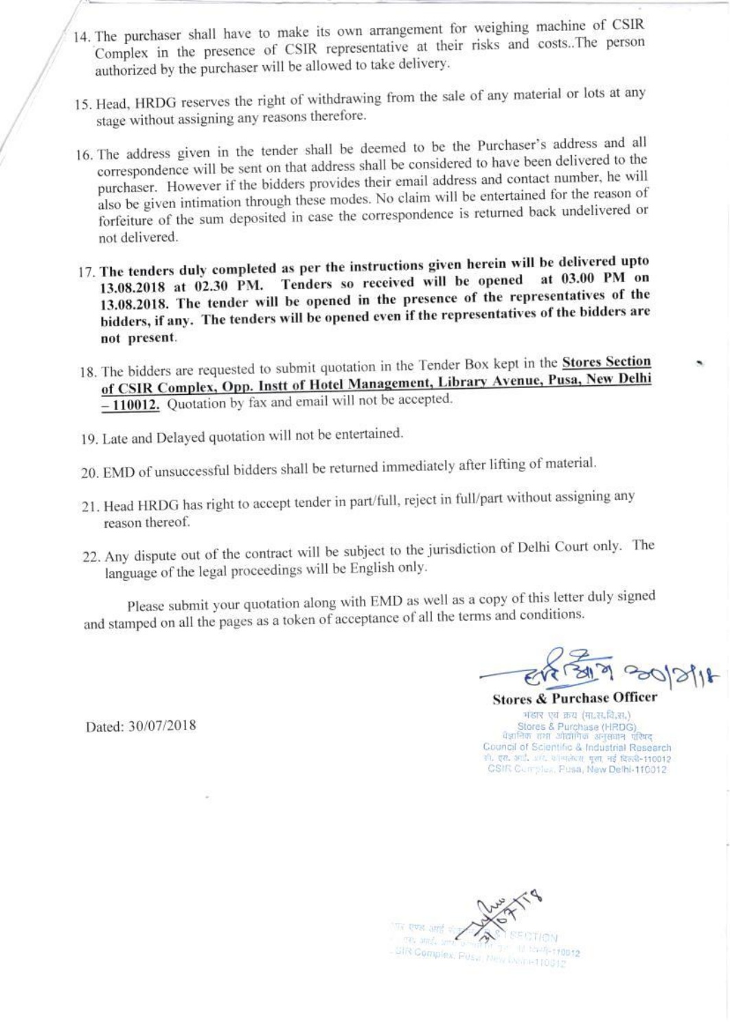14. The purchaser shall have to make its own arrangement for weighing machine of CSIR Complex in the presence of CSIR representative at their risks and costs..The person authorized by the purchaser will be allowed to take delivery.

15. Head, HRDG reserves the right of withdrawing from the sale of any material or lots at any stage without assigning any reasons therefore.

16. The address given in the tender shall be deemed to be the Purchaser's address and all correspondence will be sent on that address shall be considered to have been delivered to the purchaser. However if the bidders provides their email address and contact number, he will also be given intimation through these modes. No claim will be entertained for the reason of forfeiture of the sum deposited in case the correspondence is returned back undelivered or not delivered.

17. **The tenders duly completed as per the instructions given herein will be delivered upto 13.08.2018 at 02.30 PM. Tenders so received will be opened at 03.00 PM on 13.08.2018. The tender will be opened in the presence of the representatives of the bidders, if any. The tenders will be opened even if the representatives of the bidders are not present.**

18. The bidders are requested to submit quotation in the Tender Box kept in the **Stores Section of CSIR Complex, Opp. Instt of Hotel Management, Library Avenue, Pusa, New Delhi – 110012.** Quotation by fax and email will not be accepted.

19. Late and Delayed quotation will not be entertained.

20. EMD of unsuccessful bidders shall be returned immediately after lifting of material.

21. Head HRDG has right to accept tender in part/full, reject in full/part without assigning any reason thereof.

22. Any dispute out of the contract will be subject to the jurisdiction of Delhi Court only. The language of the legal proceedings will be English only.

Please submit your quotation along with EMD as well as a copy of this letter duly signed and stamped on all the pages as a token of acceptance of all the terms and conditions.

30/07/18

**Stores & Purchase Officer**

भंडार एवं क्रय (मा.स.वि.स.)
Stores & Purchase (HRDG)
वैज्ञानिक तथा औद्योगिक अनुसंधान परिषद
Council of Scientific & Industrial Research
सी. एस. आई. आर. कॉम्पलेक्स, पूसा, नई दिल्ली-110012
CSIR Complex, Pusa, New Delhi-110012

Dated: 30/07/2018

30/07/18

SECTION
CSIR Complex, Pusa, New Delhi-110012